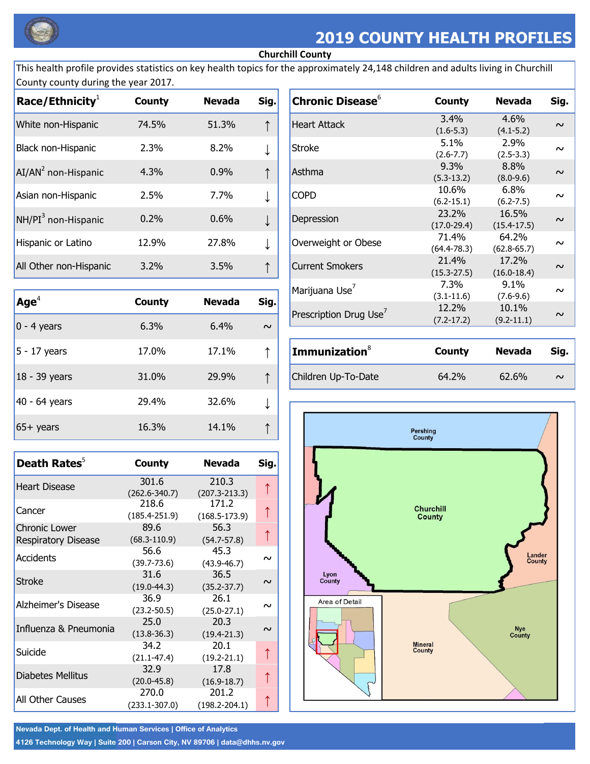# 2019 COUNTY HEALTH PROFILES

**Churchill County**

This health profile provides statistics on key health topics for the approximately 24,148 children and adults living in Churchill County county during the year 2017.

| Race/Ethnicity[1] | County | Nevada | Sig. |
|---|---|---|---|
| White non-Hispanic | 74.5% | 51.3% | ↑ |
| Black non-Hispanic | 2.3% | 8.2% | ↓ |
| AI/AN[2] non-Hispanic | 4.3% | 0.9% | ↑ |
| Asian non-Hispanic | 2.5% | 7.7% | ↓ |
| NH/PI[3] non-Hispanic | 0.2% | 0.6% | ↓ |
| Hispanic or Latino | 12.9% | 27.8% | ↓ |
| All Other non-Hispanic | 3.2% | 3.5% | ↑ |

| Age[4] | County | Nevada | Sig. |
|---|---|---|---|
| 0 - 4 years | 6.3% | 6.4% | ~ |
| 5 - 17 years | 17.0% | 17.1% | ↑ |
| 18 - 39 years | 31.0% | 29.9% | ↑ |
| 40 - 64 years | 29.4% | 32.6% | ↓ |
| 65+ years | 16.3% | 14.1% | ↑ |

| Death Rates[5] | County | Nevada | Sig. |
|---|---|---|---|
| Heart Disease | 301.6 (262.6-340.7) | 210.3 (207.3-213.3) | ↑ |
| Cancer | 218.6 (185.4-251.9) | 171.2 (168.5-173.9) | ↑ |
| Chronic Lower Respiratory Disease | 89.6 (68.3-110.9) | 56.3 (54.7-57.8) | ↑ |
| Accidents | 56.6 (39.7-73.6) | 45.3 (43.9-46.7) | ~ |
| Stroke | 31.6 (19.0-44.3) | 36.5 (35.2-37.7) | ~ |
| Alzheimer's Disease | 36.9 (23.2-50.5) | 26.1 (25.0-27.1) | ~ |
| Influenza & Pneumonia | 25.0 (13.8-36.3) | 20.3 (19.4-21.3) | ~ |
| Suicide | 34.2 (21.1-47.4) | 20.1 (19.2-21.1) | ↑ |
| Diabetes Mellitus | 32.9 (20.0-45.8) | 17.8 (16.9-18.7) | ↑ |
| All Other Causes | 270.0 (233.1-307.0) | 201.2 (198.2-204.1) | ↑ |

| Chronic Disease[6] | County | Nevada | Sig. |
|---|---|---|---|
| Heart Attack | 3.4% (1.6-5.3) | 4.6% (4.1-5.2) | ~ |
| Stroke | 5.1% (2.6-7.7) | 2.9% (2.5-3.3) | ~ |
| Asthma | 9.3% (5.3-13.2) | 8.8% (8.0-9.6) | ~ |
| COPD | 10.6% (6.2-15.1) | 6.8% (6.2-7.5) | ~ |
| Depression | 23.2% (17.0-29.4) | 16.5% (15.4-17.5) | ~ |
| Overweight or Obese | 71.4% (64.4-78.3) | 64.2% (62.8-65.7) | ~ |
| Current Smokers | 21.4% (15.3-27.5) | 17.2% (16.0-18.4) | ~ |
| Marijuana Use[7] | 7.3% (3.1-11.6) | 9.1% (7.6-9.6) | ~ |
| Prescription Drug Use[7] | 12.2% (7.2-17.2) | 10.1% (9.2-11.1) | ~ |

| Immunization[8] | County | Nevada | Sig. |
|---|---|---|---|
| Children Up-To-Date | 64.2% | 62.6% | ~ |

Pershing County
Churchill County
Lander County
Lyon County
Mineral County
Nye County
Area of Detail

Nevada Dept. of Health and Human Services | Office of Analytics
4126 Technology Way | Suite 200 | Carson City, NV 89706 | data@dhhs.nv.gov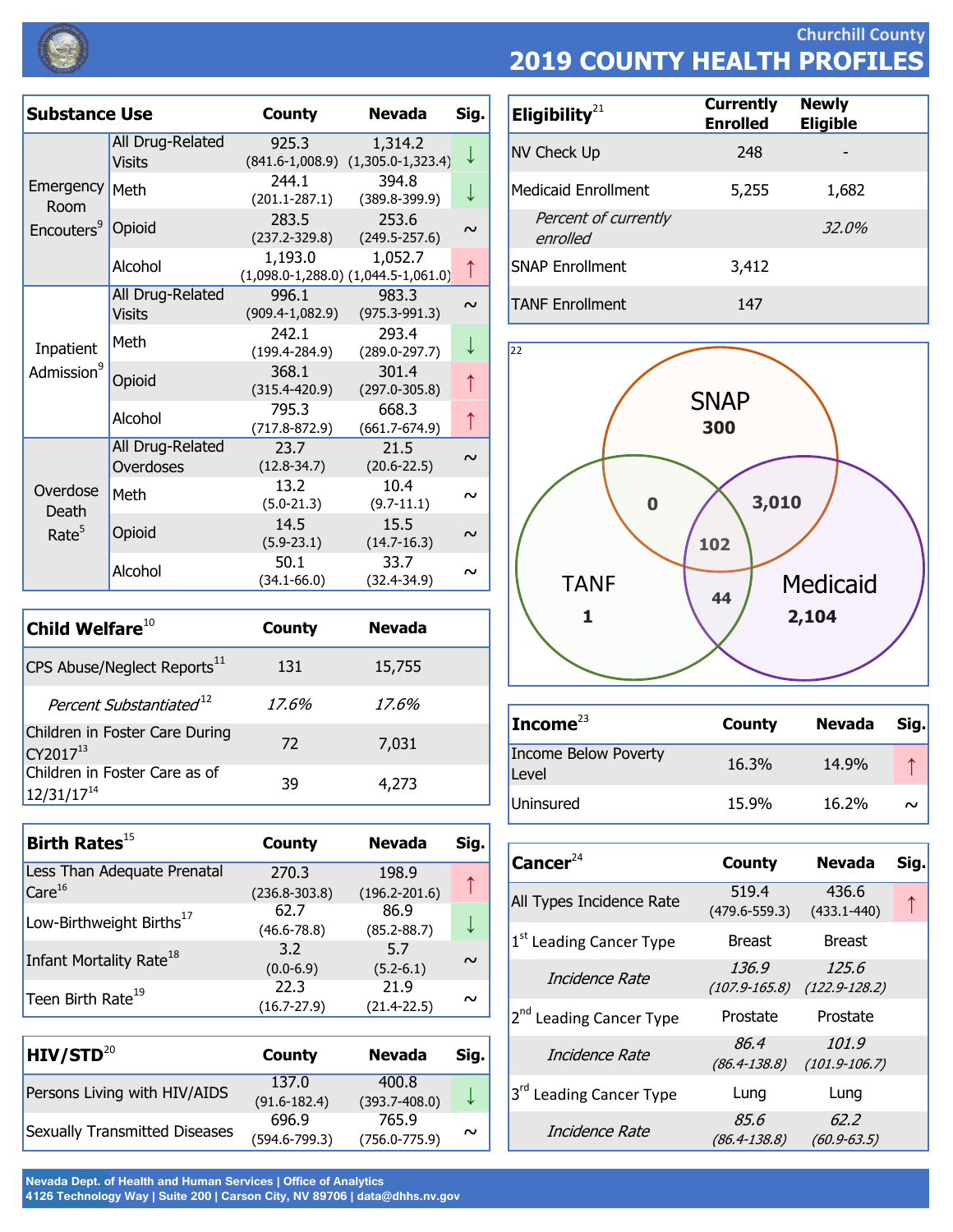# 2019 COUNTY HEALTH PROFILES

Churchill County

| Substance Use | | County | Nevada | Sig. |
|---|---|---|---|---|
| Emergency Room Encouters[9] | All Drug-Related Visits | 925.3 (841.6-1,008.9) | 1,314.2 (1,305.0-1,323.4) | ↓ |
| | Meth | 244.1 (201.1-287.1) | 394.8 (389.8-399.9) | ↓ |
| | Opioid | 283.5 (237.2-329.8) | 253.6 (249.5-257.6) | ~ |
| | Alcohol | 1,193.0 (1,098.0-1,288.0) | 1,052.7 (1,044.5-1,061.0) | ↑ |
| Inpatient Admission[9] | All Drug-Related Visits | 996.1 (909.4-1,082.9) | 983.3 (975.3-991.3) | ~ |
| | Meth | 242.1 (199.4-284.9) | 293.4 (289.0-297.7) | ↓ |
| | Opioid | 368.1 (315.4-420.9) | 301.4 (297.0-305.8) | ↑ |
| | Alcohol | 795.3 (717.8-872.9) | 668.3 (661.7-674.9) | ↑ |
| Overdose Death Rate[5] | All Drug-Related Overdoses | 23.7 (12.8-34.7) | 21.5 (20.6-22.5) | ~ |
| | Meth | 13.2 (5.0-21.3) | 10.4 (9.7-11.1) | ~ |
| | Opioid | 14.5 (5.9-23.1) | 15.5 (14.7-16.3) | ~ |
| | Alcohol | 50.1 (34.1-66.0) | 33.7 (32.4-34.9) | ~ |

| Child Welfare[10] | County | Nevada |
|---|---|---|
| CPS Abuse/Neglect Reports[11] | 131 | 15,755 |
| *Percent Substantiated*[12] | *17.6%* | *17.6%* |
| Children in Foster Care During CY2017[13] | 72 | 7,031 |
| Children in Foster Care as of 12/31/17[14] | 39 | 4,273 |

| Birth Rates[15] | County | Nevada | Sig. |
|---|---|---|---|
| Less Than Adequate Prenatal Care[16] | 270.3 (236.8-303.8) | 198.9 (196.2-201.6) | ↑ |
| Low-Birthweight Births[17] | 62.7 (46.6-78.8) | 86.9 (85.2-88.7) | ↓ |
| Infant Mortality Rate[18] | 3.2 (0.0-6.9) | 5.7 (5.2-6.1) | ~ |
| Teen Birth Rate[19] | 22.3 (16.7-27.9) | 21.9 (21.4-22.5) | ~ |

| HIV/STD[20] | County | Nevada | Sig. |
|---|---|---|---|
| Persons Living with HIV/AIDS | 137.0 (91.6-182.4) | 400.8 (393.7-408.0) | ↓ |
| Sexually Transmitted Diseases | 696.9 (594.6-799.3) | 765.9 (756.0-775.9) | ~ |

| Eligibility[21] | Currently Enrolled | Newly Eligible |
|---|---|---|
| NV Check Up | 248 | - |
| Medicaid Enrollment | 5,255 | 1,682 |
| *Percent of currently enrolled* | | *32.0%* |
| SNAP Enrollment | 3,412 | |
| TANF Enrollment | 147 | |

22

SNAP
300

TANF
1

Medicaid
2,104

0

3,010

102

44

| Income[23] | County | Nevada | Sig. |
|---|---|---|---|
| Income Below Poverty Level | 16.3% | 14.9% | ↑ |
| Uninsured | 15.9% | 16.2% | ~ |

| Cancer[24] | County | Nevada | Sig. |
|---|---|---|---|
| All Types Incidence Rate | 519.4 (479.6-559.3) | 436.6 (433.1-440) | ↑ |
| 1st Leading Cancer Type | Breast | Breast | |
| *Incidence Rate* | *136.9 (107.9-165.8)* | *125.6 (122.9-128.2)* | |
| 2nd Leading Cancer Type | Prostate | Prostate | |
| *Incidence Rate* | *86.4 (86.4-138.8)* | *101.9 (101.9-106.7)* | |
| 3rd Leading Cancer Type | Lung | Lung | |
| *Incidence Rate* | *85.6 (86.4-138.8)* | *62.2 (60.9-63.5)* | |

**Nevada Dept. of Health and Human Services | Office of Analytics**
**4126 Technology Way | Suite 200 | Carson City, NV 89706 | data@dhhs.nv.gov**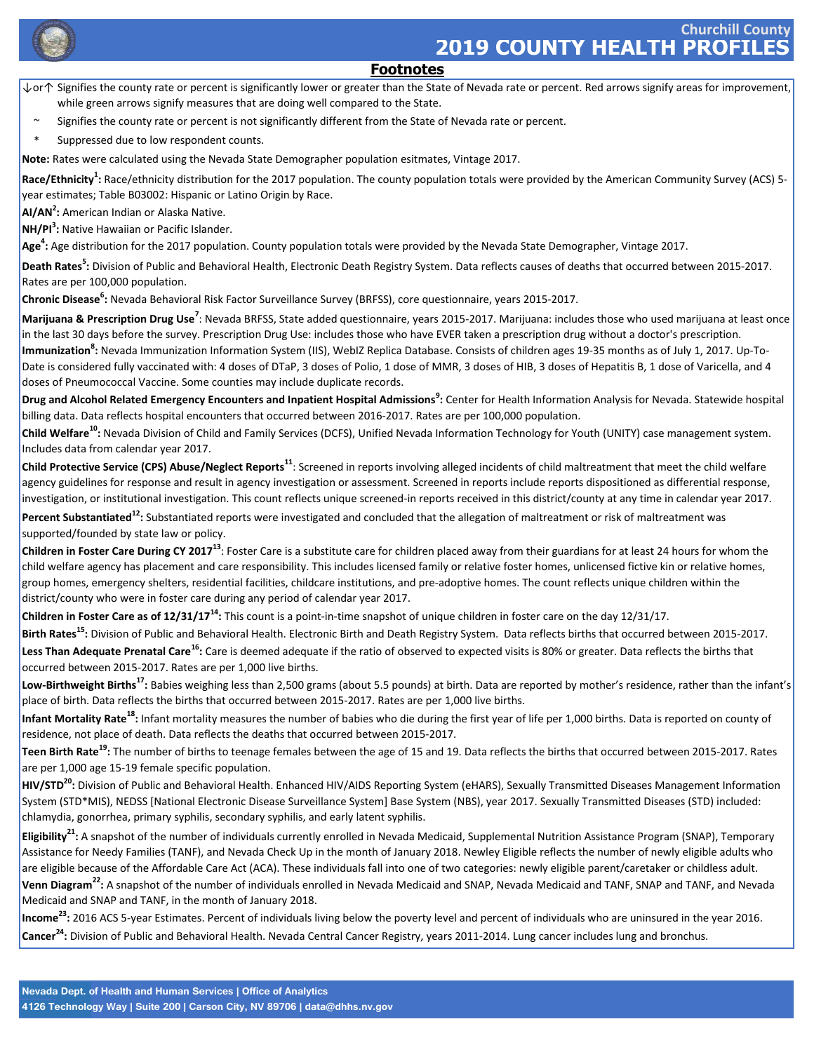## Footnotes

↓or↑ Signifies the county rate or percent is significantly lower or greater than the State of Nevada rate or percent. Red arrows signify areas for improvement, while green arrows signify measures that are doing well compared to the State.

~ Signifies the county rate or percent is not significantly different from the State of Nevada rate or percent.

* Suppressed due to low respondent counts.

**Note:** Rates were calculated using the Nevada State Demographer population esitmates, Vintage 2017.

**Race/Ethnicity[1]:** Race/ethnicity distribution for the 2017 population. The county population totals were provided by the American Community Survey (ACS) 5-year estimates; Table B03002: Hispanic or Latino Origin by Race.

**AI/AN[2]:** American Indian or Alaska Native.

**NH/PI[3]:** Native Hawaiian or Pacific Islander.

**Age[4]:** Age distribution for the 2017 population. County population totals were provided by the Nevada State Demographer, Vintage 2017.

**Death Rates[5]:** Division of Public and Behavioral Health, Electronic Death Registry System. Data reflects causes of deaths that occurred between 2015-2017. Rates are per 100,000 population.

**Chronic Disease[6]:** Nevada Behavioral Risk Factor Surveillance Survey (BRFSS), core questionnaire, years 2015-2017.

**Marijuana & Prescription Drug Use[7]**: Nevada BRFSS, State added questionnaire, years 2015-2017. Marijuana: includes those who used marijuana at least once in the last 30 days before the survey. Prescription Drug Use: includes those who have EVER taken a prescription drug without a doctor's prescription.

**Immunization[8]:** Nevada Immunization Information System (IIS), WebIZ Replica Database. Consists of children ages 19-35 months as of July 1, 2017. Up-To-Date is considered fully vaccinated with: 4 doses of DTaP, 3 doses of Polio, 1 dose of MMR, 3 doses of HIB, 3 doses of Hepatitis B, 1 dose of Varicella, and 4 doses of Pneumococcal Vaccine. Some counties may include duplicate records.

**Drug and Alcohol Related Emergency Encounters and Inpatient Hospital Admissions[9]:** Center for Health Information Analysis for Nevada. Statewide hospital billing data. Data reflects hospital encounters that occurred between 2016-2017. Rates are per 100,000 population.

**Child Welfare[10]:** Nevada Division of Child and Family Services (DCFS), Unified Nevada Information Technology for Youth (UNITY) case management system. Includes data from calendar year 2017.

**Child Protective Service (CPS) Abuse/Neglect Reports[11]**: Screened in reports involving alleged incidents of child maltreatment that meet the child welfare agency guidelines for response and result in agency investigation or assessment. Screened in reports include reports dispositioned as differential response, investigation, or institutional investigation. This count reflects unique screened-in reports received in this district/county at any time in calendar year 2017.

**Percent Substantiated[12]:** Substantiated reports were investigated and concluded that the allegation of maltreatment or risk of maltreatment was supported/founded by state law or policy.

**Children in Foster Care During CY 2017[13]**: Foster Care is a substitute care for children placed away from their guardians for at least 24 hours for whom the child welfare agency has placement and care responsibility. This includes licensed family or relative foster homes, unlicensed fictive kin or relative homes, group homes, emergency shelters, residential facilities, childcare institutions, and pre-adoptive homes. The count reflects unique children within the district/county who were in foster care during any period of calendar year 2017.

**Children in Foster Care as of 12/31/17[14]:** This count is a point-in-time snapshot of unique children in foster care on the day 12/31/17.

**Birth Rates[15]:** Division of Public and Behavioral Health. Electronic Birth and Death Registry System. Data reflects births that occurred between 2015-2017.

**Less Than Adequate Prenatal Care[16]:** Care is deemed adequate if the ratio of observed to expected visits is 80% or greater. Data reflects the births that occurred between 2015-2017. Rates are per 1,000 live births.

**Low-Birthweight Births[17]:** Babies weighing less than 2,500 grams (about 5.5 pounds) at birth. Data are reported by mother's residence, rather than the infant's place of birth. Data reflects the births that occurred between 2015-2017. Rates are per 1,000 live births.

**Infant Mortality Rate[18]:** Infant mortality measures the number of babies who die during the first year of life per 1,000 births. Data is reported on county of residence, not place of death. Data reflects the deaths that occurred between 2015-2017.

**Teen Birth Rate[19]:** The number of births to teenage females between the age of 15 and 19. Data reflects the births that occurred between 2015-2017. Rates are per 1,000 age 15-19 female specific population.

**HIV/STD[20]:** Division of Public and Behavioral Health. Enhanced HIV/AIDS Reporting System (eHARS), Sexually Transmitted Diseases Management Information System (STD*MIS), NEDSS [National Electronic Disease Surveillance System] Base System (NBS), year 2017. Sexually Transmitted Diseases (STD) included: chlamydia, gonorrhea, primary syphilis, secondary syphilis, and early latent syphilis.

**Eligibility[21]:** A snapshot of the number of individuals currently enrolled in Nevada Medicaid, Supplemental Nutrition Assistance Program (SNAP), Temporary Assistance for Needy Families (TANF), and Nevada Check Up in the month of January 2018. Newley Eligible reflects the number of newly eligible adults who are eligible because of the Affordable Care Act (ACA). These individuals fall into one of two categories: newly eligible parent/caretaker or childless adult.

**Venn Diagram[22]:** A snapshot of the number of individuals enrolled in Nevada Medicaid and SNAP, Nevada Medicaid and TANF, SNAP and TANF, and Nevada Medicaid and SNAP and TANF, in the month of January 2018.

**Income[23]:** 2016 ACS 5-year Estimates. Percent of individuals living below the poverty level and percent of individuals who are uninsured in the year 2016.

**Cancer[24]:** Division of Public and Behavioral Health. Nevada Central Cancer Registry, years 2011-2014. Lung cancer includes lung and bronchus.